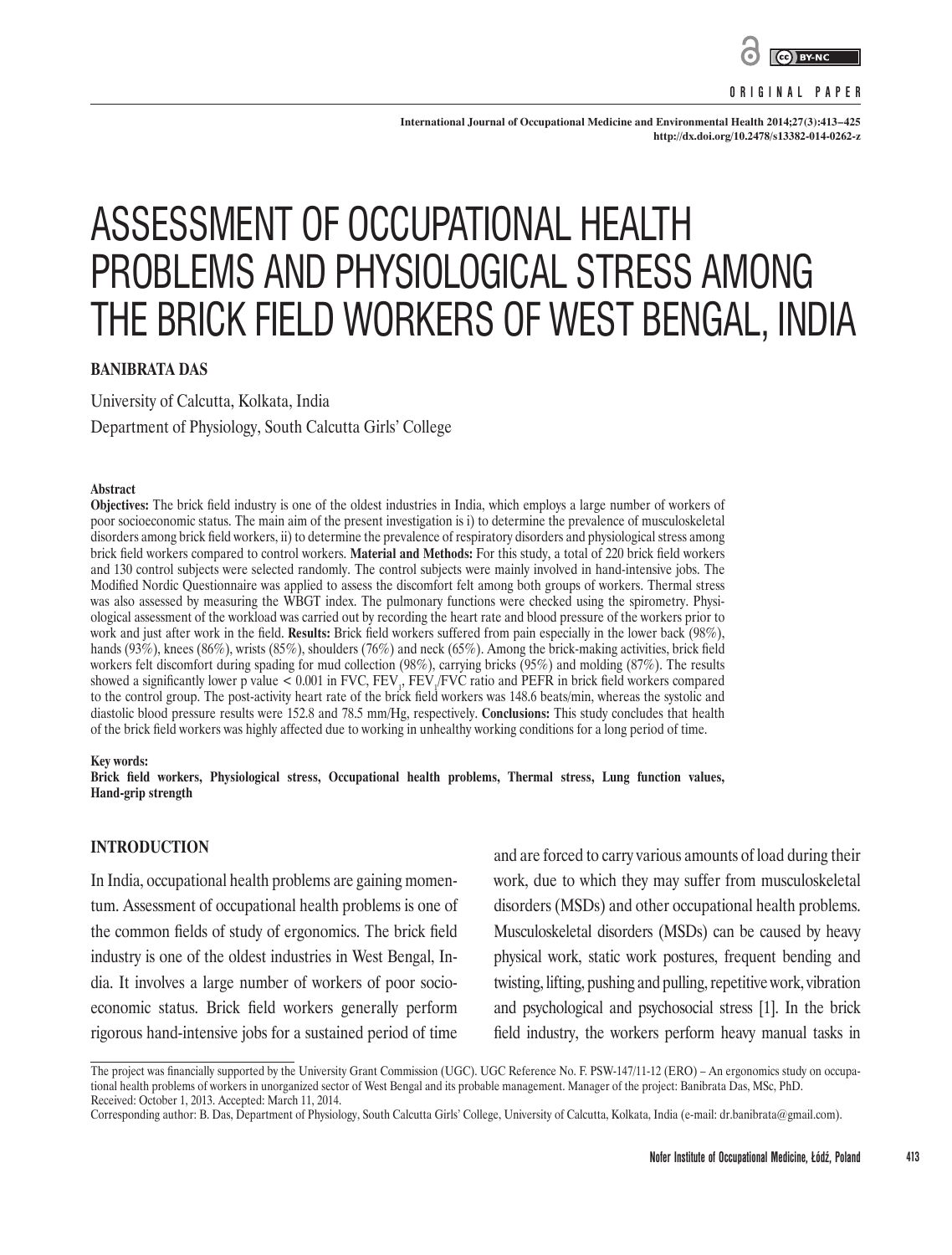ORIGINAL PAPER

# ASSESSMENT OF OCCUPATIONAL HEALTH PROBLEMS AND PHYSIOLOGICAL STRESS AMONG THE BRICK FIELD WORKERS OF WEST BENGAL, INDIA

**BANIBRATA DAS**

University of Calcutta, Kolkata, India
Department of Physiology, South Calcutta Girls' College

**Abstract**

**Objectives:** The brick field industry is one of the oldest industries in India, which employs a large number of workers of poor socioeconomic status. The main aim of the present investigation is i) to determine the prevalence of musculoskeletal disorders among brick field workers, ii) to determine the prevalence of respiratory disorders and physiological stress among brick field workers compared to control workers. **Material and Methods:** For this study, a total of 220 brick field workers and 130 control subjects were selected randomly. The control subjects were mainly involved in hand-intensive jobs. The Modified Nordic Questionnaire was applied to assess the discomfort felt among both groups of workers. Thermal stress was also assessed by measuring the WBGT index. The pulmonary functions were checked using the spirometry. Physiological assessment of the workload was carried out by recording the heart rate and blood pressure of the workers prior to work and just after work in the field. **Results:** Brick field workers suffered from pain especially in the lower back (98%), hands (93%), knees (86%), wrists (85%), shoulders (76%) and neck (65%). Among the brick-making activities, brick field workers felt discomfort during spading for mud collection (98%), carrying bricks (95%) and molding (87%). The results showed a significantly lower p value $< 0.001$ in FVC, $FEV_1$, $FEV_1$/FVC ratio and PEFR in brick field workers compared to the control group. The post-activity heart rate of the brick field workers was 148.6 beats/min, whereas the systolic and diastolic blood pressure results were 152.8 and 78.5 mm/Hg, respectively. **Conclusions:** This study concludes that health of the brick field workers was highly affected due to working in unhealthy working conditions for a long period of time.

**Key words:**
**Brick field workers, Physiological stress, Occupational health problems, Thermal stress, Lung function values, Hand-grip strength**

## INTRODUCTION

In India, occupational health problems are gaining momentum. Assessment of occupational health problems is one of the common fields of study of ergonomics. The brick field industry is one of the oldest industries in West Bengal, India. It involves a large number of workers of poor socioeconomic status. Brick field workers generally perform rigorous hand-intensive jobs for a sustained period of time and are forced to carry various amounts of load during their work, due to which they may suffer from musculoskeletal disorders (MSDs) and other occupational health problems. Musculoskeletal disorders (MSDs) can be caused by heavy physical work, static work postures, frequent bending and twisting, lifting, pushing and pulling, repetitive work, vibration and psychological and psychosocial stress [1]. In the brick field industry, the workers perform heavy manual tasks in

---

The project was financially supported by the University Grant Commission (UGC). UGC Reference No. F. PSW-147/11-12 (ERO) – An ergonomics study on occupational health problems of workers in unorganized sector of West Bengal and its probable management. Manager of the project: Banibrata Das, MSc, PhD.
Received: October 1, 2013. Accepted: March 11, 2014.
Corresponding author: B. Das, Department of Physiology, South Calcutta Girls' College, University of Calcutta, Kolkata, India (e-mail: dr.banibrata@gmail.com).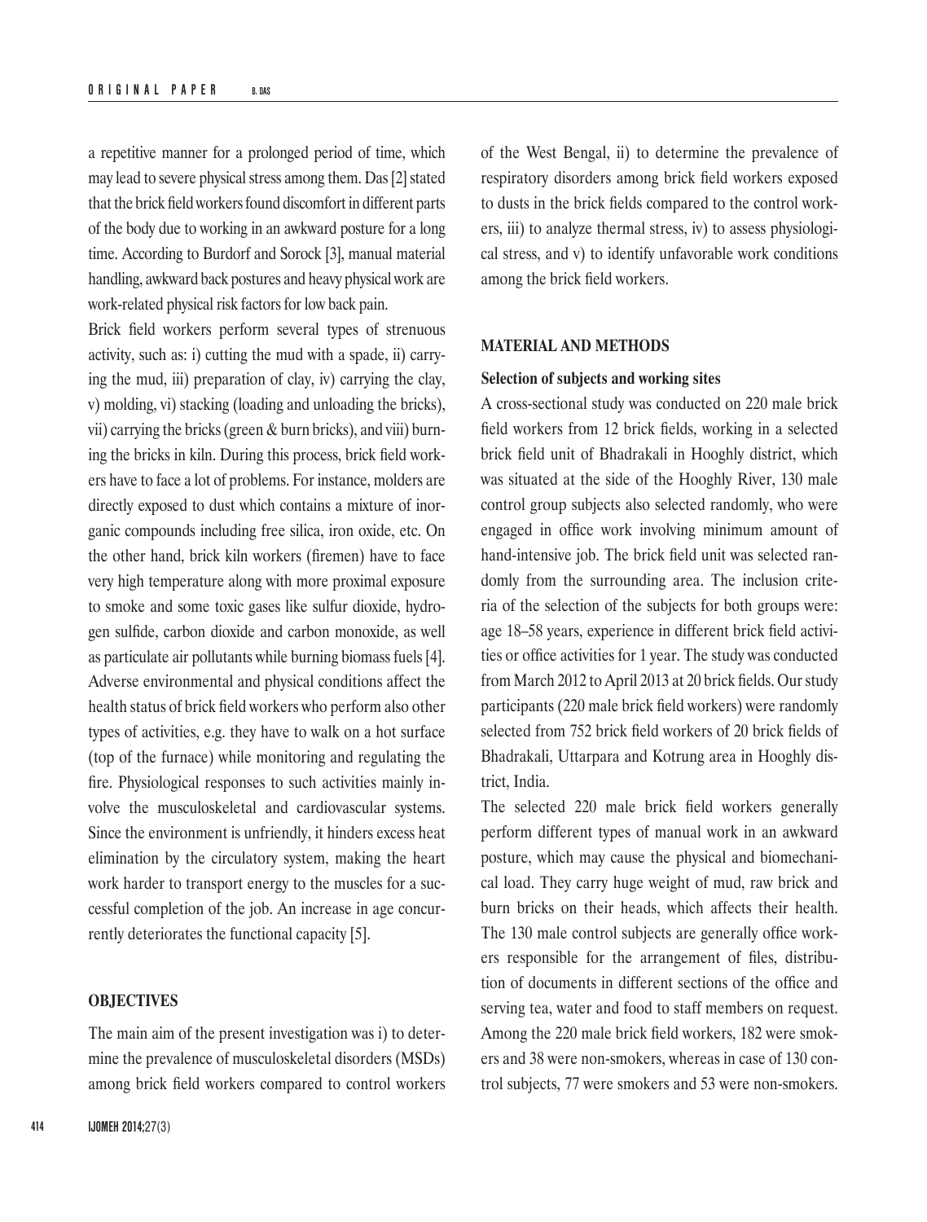a repetitive manner for a prolonged period of time, which may lead to severe physical stress among them. Das [2] stated that the brick field workers found discomfort in different parts of the body due to working in an awkward posture for a long time. According to Burdorf and Sorock [3], manual material handling, awkward back postures and heavy physical work are work-related physical risk factors for low back pain.

Brick field workers perform several types of strenuous activity, such as: i) cutting the mud with a spade, ii) carrying the mud, iii) preparation of clay, iv) carrying the clay, v) molding, vi) stacking (loading and unloading the bricks), vii) carrying the bricks (green & burn bricks), and viii) burning the bricks in kiln. During this process, brick field workers have to face a lot of problems. For instance, molders are directly exposed to dust which contains a mixture of inorganic compounds including free silica, iron oxide, etc. On the other hand, brick kiln workers (firemen) have to face very high temperature along with more proximal exposure to smoke and some toxic gases like sulfur dioxide, hydrogen sulfide, carbon dioxide and carbon monoxide, as well as particulate air pollutants while burning biomass fuels [4]. Adverse environmental and physical conditions affect the health status of brick field workers who perform also other types of activities, e.g. they have to walk on a hot surface (top of the furnace) while monitoring and regulating the fire. Physiological responses to such activities mainly involve the musculoskeletal and cardiovascular systems. Since the environment is unfriendly, it hinders excess heat elimination by the circulatory system, making the heart work harder to transport energy to the muscles for a successful completion of the job. An increase in age concurrently deteriorates the functional capacity [5].

## OBJECTIVES

The main aim of the present investigation was i) to determine the prevalence of musculoskeletal disorders (MSDs) among brick field workers compared to control workers of the West Bengal, ii) to determine the prevalence of respiratory disorders among brick field workers exposed to dusts in the brick fields compared to the control workers, iii) to analyze thermal stress, iv) to assess physiological stress, and v) to identify unfavorable work conditions among the brick field workers.

## MATERIAL AND METHODS

### Selection of subjects and working sites

A cross-sectional study was conducted on 220 male brick field workers from 12 brick fields, working in a selected brick field unit of Bhadrakali in Hooghly district, which was situated at the side of the Hooghly River, 130 male control group subjects also selected randomly, who were engaged in office work involving minimum amount of hand-intensive job. The brick field unit was selected randomly from the surrounding area. The inclusion criteria of the selection of the subjects for both groups were: age 18–58 years, experience in different brick field activities or office activities for 1 year. The study was conducted from March 2012 to April 2013 at 20 brick fields. Our study participants (220 male brick field workers) were randomly selected from 752 brick field workers of 20 brick fields of Bhadrakali, Uttarpara and Kotrung area in Hooghly district, India.

The selected 220 male brick field workers generally perform different types of manual work in an awkward posture, which may cause the physical and biomechanical load. They carry huge weight of mud, raw brick and burn bricks on their heads, which affects their health. The 130 male control subjects are generally office workers responsible for the arrangement of files, distribution of documents in different sections of the office and serving tea, water and food to staff members on request. Among the 220 male brick field workers, 182 were smokers and 38 were non-smokers, whereas in case of 130 control subjects, 77 were smokers and 53 were non-smokers.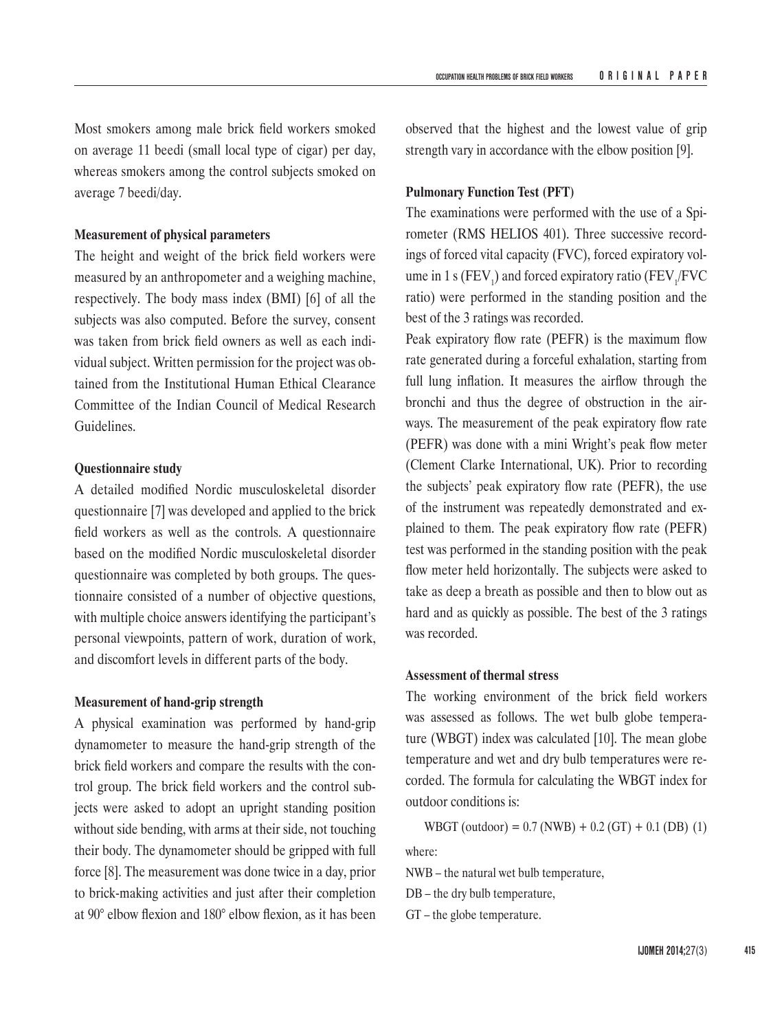Most smokers among male brick field workers smoked on average 11 beedi (small local type of cigar) per day, whereas smokers among the control subjects smoked on average 7 beedi/day.

### Measurement of physical parameters

The height and weight of the brick field workers were measured by an anthropometer and a weighing machine, respectively. The body mass index (BMI) [6] of all the subjects was also computed. Before the survey, consent was taken from brick field owners as well as each individual subject. Written permission for the project was obtained from the Institutional Human Ethical Clearance Committee of the Indian Council of Medical Research Guidelines.

### Questionnaire study

A detailed modified Nordic musculoskeletal disorder questionnaire [7] was developed and applied to the brick field workers as well as the controls. A questionnaire based on the modified Nordic musculoskeletal disorder questionnaire was completed by both groups. The questionnaire consisted of a number of objective questions, with multiple choice answers identifying the participant's personal viewpoints, pattern of work, duration of work, and discomfort levels in different parts of the body.

### Measurement of hand-grip strength

A physical examination was performed by hand-grip dynamometer to measure the hand-grip strength of the brick field workers and compare the results with the control group. The brick field workers and the control subjects were asked to adopt an upright standing position without side bending, with arms at their side, not touching their body. The dynamometer should be gripped with full force [8]. The measurement was done twice in a day, prior to brick-making activities and just after their completion at 90° elbow flexion and 180° elbow flexion, as it has been observed that the highest and the lowest value of grip strength vary in accordance with the elbow position [9].

### Pulmonary Function Test (PFT)

The examinations were performed with the use of a Spirometer (RMS HELIOS 401). Three successive recordings of forced vital capacity (FVC), forced expiratory volume in 1 s ($FEV_1$) and forced expiratory ratio ($FEV_1$/FVC ratio) were performed in the standing position and the best of the 3 ratings was recorded.

Peak expiratory flow rate (PEFR) is the maximum flow rate generated during a forceful exhalation, starting from full lung inflation. It measures the airflow through the bronchi and thus the degree of obstruction in the airways. The measurement of the peak expiratory flow rate (PEFR) was done with a mini Wright's peak flow meter (Clement Clarke International, UK). Prior to recording the subjects' peak expiratory flow rate (PEFR), the use of the instrument was repeatedly demonstrated and explained to them. The peak expiratory flow rate (PEFR) test was performed in the standing position with the peak flow meter held horizontally. The subjects were asked to take as deep a breath as possible and then to blow out as hard and as quickly as possible. The best of the 3 ratings was recorded.

### Assessment of thermal stress

The working environment of the brick field workers was assessed as follows. The wet bulb globe temperature (WBGT) index was calculated [10]. The mean globe temperature and wet and dry bulb temperatures were recorded. The formula for calculating the WBGT index for outdoor conditions is:

$$\text{WBGT (outdoor)} = 0.7\,(\text{NWB}) + 0.2\,(\text{GT}) + 0.1\,(\text{DB}) \quad (1)$$

where:

NWB – the natural wet bulb temperature,

DB – the dry bulb temperature,

GT – the globe temperature.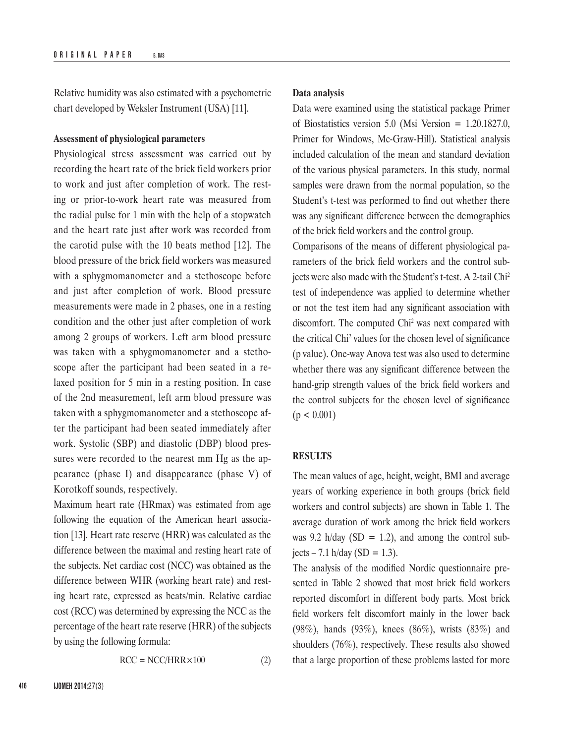Relative humidity was also estimated with a psychometric chart developed by Weksler Instrument (USA) [11].

### Assessment of physiological parameters

Physiological stress assessment was carried out by recording the heart rate of the brick field workers prior to work and just after completion of work. The resting or prior-to-work heart rate was measured from the radial pulse for 1 min with the help of a stopwatch and the heart rate just after work was recorded from the carotid pulse with the 10 beats method [12]. The blood pressure of the brick field workers was measured with a sphygmomanometer and a stethoscope before and just after completion of work. Blood pressure measurements were made in 2 phases, one in a resting condition and the other just after completion of work among 2 groups of workers. Left arm blood pressure was taken with a sphygmomanometer and a stethoscope after the participant had been seated in a relaxed position for 5 min in a resting position. In case of the 2nd measurement, left arm blood pressure was taken with a sphygmomanometer and a stethoscope after the participant had been seated immediately after work. Systolic (SBP) and diastolic (DBP) blood pressures were recorded to the nearest mm Hg as the appearance (phase I) and disappearance (phase V) of Korotkoff sounds, respectively.

Maximum heart rate (HRmax) was estimated from age following the equation of the American heart association [13]. Heart rate reserve (HRR) was calculated as the difference between the maximal and resting heart rate of the subjects. Net cardiac cost (NCC) was obtained as the difference between WHR (working heart rate) and resting heart rate, expressed as beats/min. Relative cardiac cost (RCC) was determined by expressing the NCC as the percentage of the heart rate reserve (HRR) of the subjects by using the following formula:

$$RCC = NCC/HRR \times 100 \qquad (2)$$

### Data analysis

Data were examined using the statistical package Primer of Biostatistics version 5.0 (Msi Version = 1.20.1827.0, Primer for Windows, Mc-Graw-Hill). Statistical analysis included calculation of the mean and standard deviation of the various physical parameters. In this study, normal samples were drawn from the normal population, so the Student's t-test was performed to find out whether there was any significant difference between the demographics of the brick field workers and the control group.

Comparisons of the means of different physiological parameters of the brick field workers and the control subjects were also made with the Student's t-test. A 2-tail $Chi^2$ test of independence was applied to determine whether or not the test item had any significant association with discomfort. The computed $Chi^2$ was next compared with the critical $Chi^2$ values for the chosen level of significance (p value). One-way Anova test was also used to determine whether there was any significant difference between the hand-grip strength values of the brick field workers and the control subjects for the chosen level of significance ($p < 0.001$)

## RESULTS

The mean values of age, height, weight, BMI and average years of working experience in both groups (brick field workers and control subjects) are shown in Table 1. The average duration of work among the brick field workers was 9.2 h/day (SD = 1.2), and among the control subjects – 7.1 h/day (SD = 1.3).

The analysis of the modified Nordic questionnaire presented in Table 2 showed that most brick field workers reported discomfort in different body parts. Most brick field workers felt discomfort mainly in the lower back (98%), hands (93%), knees (86%), wrists (83%) and shoulders (76%), respectively. These results also showed that a large proportion of these problems lasted for more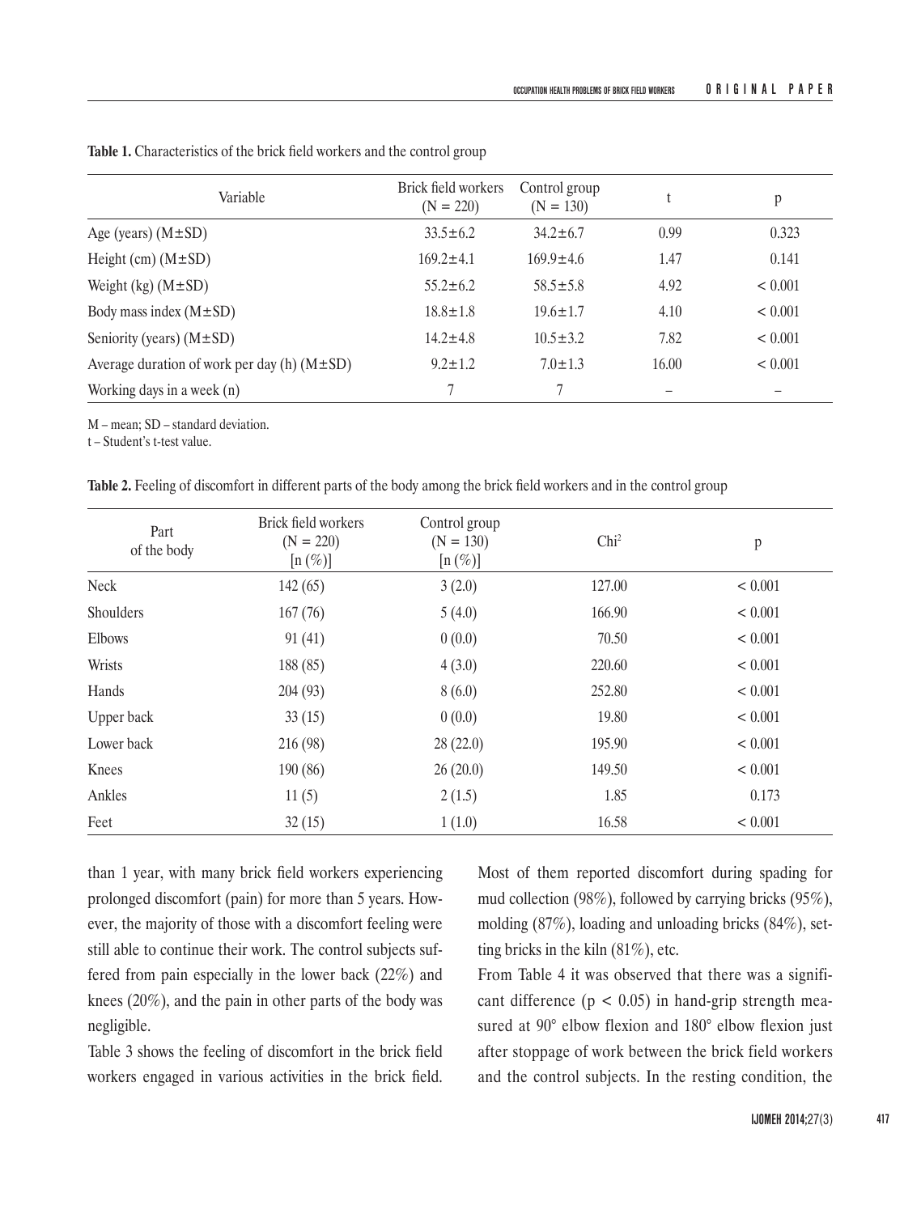**Table 1.** Characteristics of the brick field workers and the control group

| Variable | Brick field workers (N = 220) | Control group (N = 130) | t | p |
|---|---|---|---|---|
| Age (years) (M±SD) | 33.5±6.2 | 34.2±6.7 | 0.99 | 0.323 |
| Height (cm) (M±SD) | 169.2±4.1 | 169.9±4.6 | 1.47 | 0.141 |
| Weight (kg) (M±SD) | 55.2±6.2 | 58.5±5.8 | 4.92 | < 0.001 |
| Body mass index (M±SD) | 18.8±1.8 | 19.6±1.7 | 4.10 | < 0.001 |
| Seniority (years) (M±SD) | 14.2±4.8 | 10.5±3.2 | 7.82 | < 0.001 |
| Average duration of work per day (h) (M±SD) | 9.2±1.2 | 7.0±1.3 | 16.00 | < 0.001 |
| Working days in a week (n) | 7 | 7 | – | – |

M – mean; SD – standard deviation.
t – Student's t-test value.

**Table 2.** Feeling of discomfort in different parts of the body among the brick field workers and in the control group

| Part of the body | Brick field workers (N = 220) [n (%)] | Control group (N = 130) [n (%)] | $Chi^2$ | p |
|---|---|---|---|---|
| Neck | 142 (65) | 3 (2.0) | 127.00 | < 0.001 |
| Shoulders | 167 (76) | 5 (4.0) | 166.90 | < 0.001 |
| Elbows | 91 (41) | 0 (0.0) | 70.50 | < 0.001 |
| Wrists | 188 (85) | 4 (3.0) | 220.60 | < 0.001 |
| Hands | 204 (93) | 8 (6.0) | 252.80 | < 0.001 |
| Upper back | 33 (15) | 0 (0.0) | 19.80 | < 0.001 |
| Lower back | 216 (98) | 28 (22.0) | 195.90 | < 0.001 |
| Knees | 190 (86) | 26 (20.0) | 149.50 | < 0.001 |
| Ankles | 11 (5) | 2 (1.5) | 1.85 | 0.173 |
| Feet | 32 (15) | 1 (1.0) | 16.58 | < 0.001 |

than 1 year, with many brick field workers experiencing prolonged discomfort (pain) for more than 5 years. However, the majority of those with a discomfort feeling were still able to continue their work. The control subjects suffered from pain especially in the lower back (22%) and knees (20%), and the pain in other parts of the body was negligible.

Table 3 shows the feeling of discomfort in the brick field workers engaged in various activities in the brick field. Most of them reported discomfort during spading for mud collection (98%), followed by carrying bricks (95%), molding (87%), loading and unloading bricks (84%), setting bricks in the kiln (81%), etc.

From Table 4 it was observed that there was a significant difference ($p < 0.05$) in hand-grip strength measured at 90° elbow flexion and 180° elbow flexion just after stoppage of work between the brick field workers and the control subjects. In the resting condition, the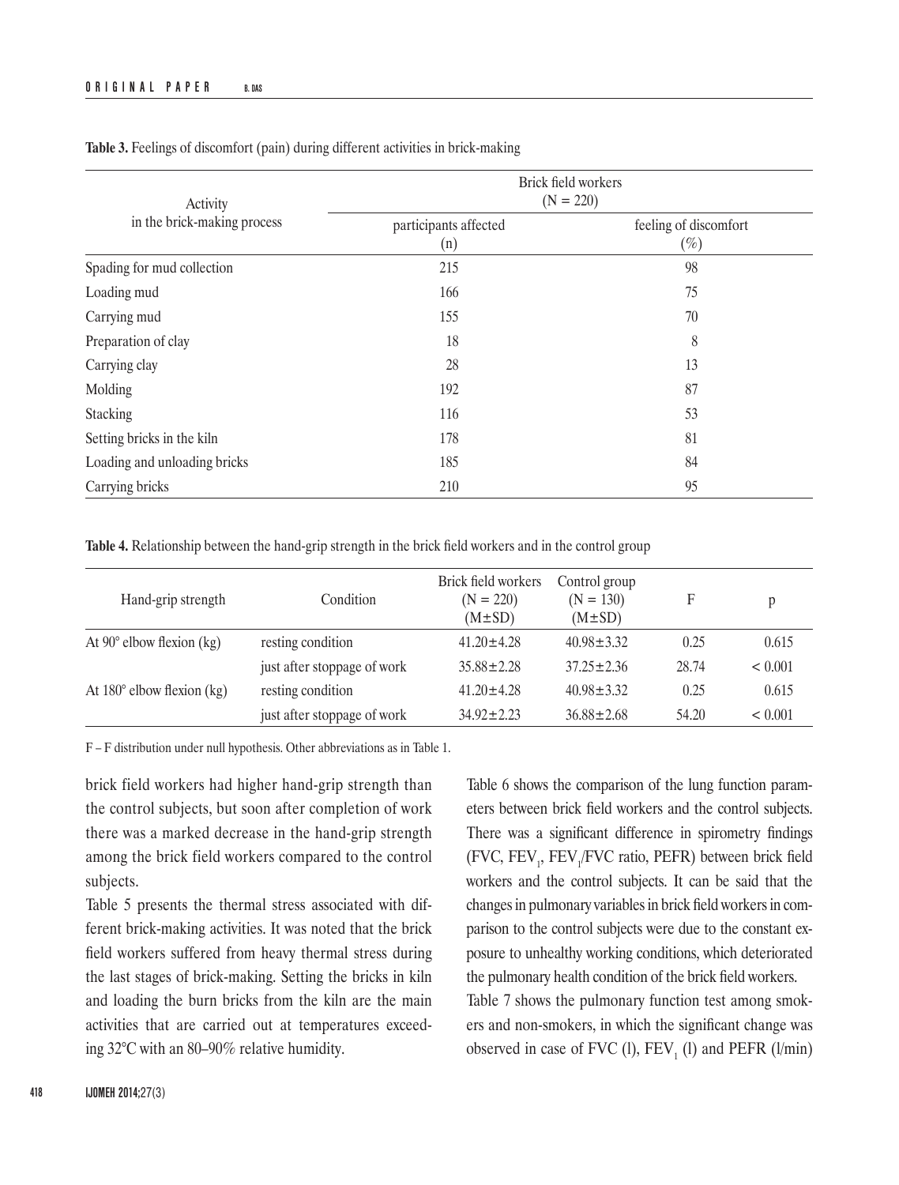**Table 3.** Feelings of discomfort (pain) during different activities in brick-making

| Activity in the brick-making process | Brick field workers (N = 220) | |
|---|---|---|
| | participants affected (n) | feeling of discomfort (%) |
| Spading for mud collection | 215 | 98 |
| Loading mud | 166 | 75 |
| Carrying mud | 155 | 70 |
| Preparation of clay | 18 | 8 |
| Carrying clay | 28 | 13 |
| Molding | 192 | 87 |
| Stacking | 116 | 53 |
| Setting bricks in the kiln | 178 | 81 |
| Loading and unloading bricks | 185 | 84 |
| Carrying bricks | 210 | 95 |

**Table 4.** Relationship between the hand-grip strength in the brick field workers and in the control group

| Hand-grip strength | Condition | Brick field workers (N = 220) (M±SD) | Control group (N = 130) (M±SD) | F | p |
|---|---|---|---|---|---|
| At 90° elbow flexion (kg) | resting condition | 41.20±4.28 | 40.98±3.32 | 0.25 | 0.615 |
| | just after stoppage of work | 35.88±2.28 | 37.25±2.36 | 28.74 | < 0.001 |
| At 180° elbow flexion (kg) | resting condition | 41.20±4.28 | 40.98±3.32 | 0.25 | 0.615 |
| | just after stoppage of work | 34.92±2.23 | 36.88±2.68 | 54.20 | < 0.001 |

F – F distribution under null hypothesis. Other abbreviations as in Table 1.

brick field workers had higher hand-grip strength than the control subjects, but soon after completion of work there was a marked decrease in the hand-grip strength among the brick field workers compared to the control subjects.

Table 5 presents the thermal stress associated with different brick-making activities. It was noted that the brick field workers suffered from heavy thermal stress during the last stages of brick-making. Setting the bricks in kiln and loading the burn bricks from the kiln are the main activities that are carried out at temperatures exceeding 32°C with an 80–90% relative humidity.

Table 6 shows the comparison of the lung function parameters between brick field workers and the control subjects. There was a significant difference in spirometry findings (FVC, $FEV_1$, $FEV_1$/FVC ratio, PEFR) between brick field workers and the control subjects. It can be said that the changes in pulmonary variables in brick field workers in comparison to the control subjects were due to the constant exposure to unhealthy working conditions, which deteriorated the pulmonary health condition of the brick field workers.

Table 7 shows the pulmonary function test among smokers and non-smokers, in which the significant change was observed in case of FVC (l), $FEV_1$ (l) and PEFR (l/min)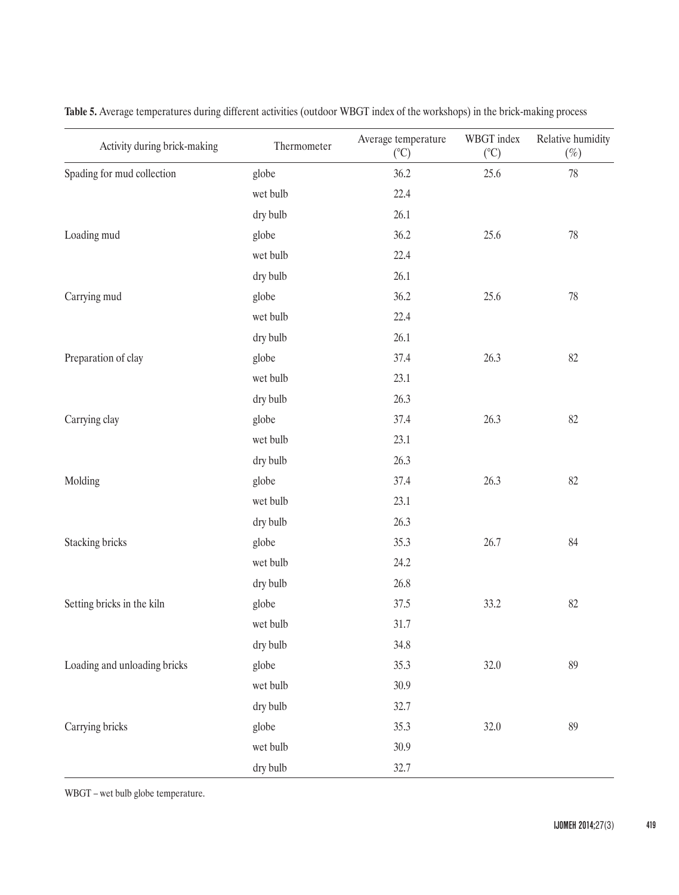**Table 5.** Average temperatures during different activities (outdoor WBGT index of the workshops) in the brick-making process

| Activity during brick-making | Thermometer | Average temperature (°C) | WBGT index (°C) | Relative humidity (%) |
|---|---|---|---|---|
| Spading for mud collection | globe | 36.2 | 25.6 | 78 |
| | wet bulb | 22.4 | | |
| | dry bulb | 26.1 | | |
| Loading mud | globe | 36.2 | 25.6 | 78 |
| | wet bulb | 22.4 | | |
| | dry bulb | 26.1 | | |
| Carrying mud | globe | 36.2 | 25.6 | 78 |
| | wet bulb | 22.4 | | |
| | dry bulb | 26.1 | | |
| Preparation of clay | globe | 37.4 | 26.3 | 82 |
| | wet bulb | 23.1 | | |
| | dry bulb | 26.3 | | |
| Carrying clay | globe | 37.4 | 26.3 | 82 |
| | wet bulb | 23.1 | | |
| | dry bulb | 26.3 | | |
| Molding | globe | 37.4 | 26.3 | 82 |
| | wet bulb | 23.1 | | |
| | dry bulb | 26.3 | | |
| Stacking bricks | globe | 35.3 | 26.7 | 84 |
| | wet bulb | 24.2 | | |
| | dry bulb | 26.8 | | |
| Setting bricks in the kiln | globe | 37.5 | 33.2 | 82 |
| | wet bulb | 31.7 | | |
| | dry bulb | 34.8 | | |
| Loading and unloading bricks | globe | 35.3 | 32.0 | 89 |
| | wet bulb | 30.9 | | |
| | dry bulb | 32.7 | | |
| Carrying bricks | globe | 35.3 | 32.0 | 89 |
| | wet bulb | 30.9 | | |
| | dry bulb | 32.7 | | |

WBGT – wet bulb globe temperature.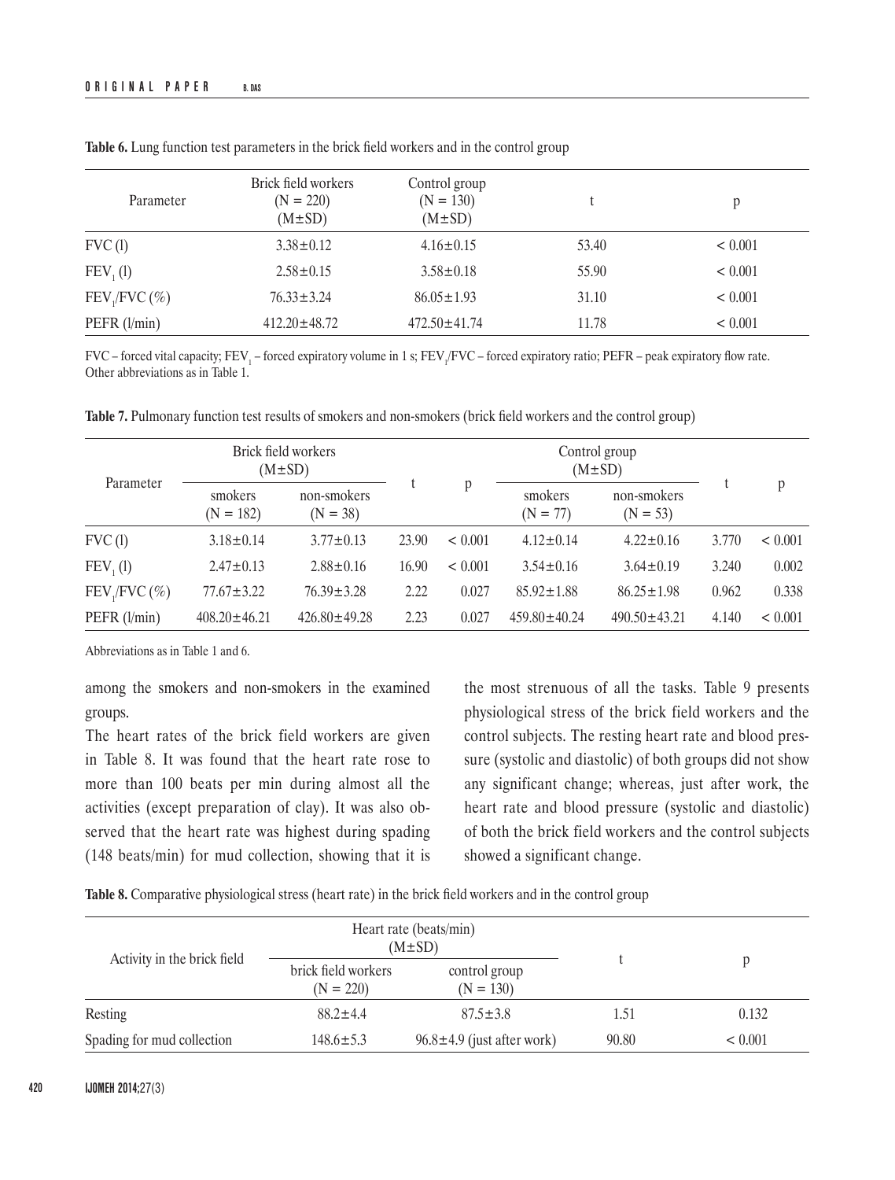**Table 6.** Lung function test parameters in the brick field workers and in the control group

| Parameter | Brick field workers (N = 220) (M±SD) | Control group (N = 130) (M±SD) | t | p |
|---|---|---|---|---|
| FVC (l) | 3.38±0.12 | 4.16±0.15 | 53.40 | < 0.001 |
| $FEV_1$ (l) | 2.58±0.15 | 3.58±0.18 | 55.90 | < 0.001 |
| $FEV_1/FVC$ (%) | 76.33±3.24 | 86.05±1.93 | 31.10 | < 0.001 |
| PEFR (l/min) | 412.20±48.72 | 472.50±41.74 | 11.78 | < 0.001 |

FVC – forced vital capacity; $FEV_1$ – forced expiratory volume in 1 s; $FEV_1/FVC$ – forced expiratory ratio; PEFR – peak expiratory flow rate. Other abbreviations as in Table 1.

**Table 7.** Pulmonary function test results of smokers and non-smokers (brick field workers and the control group)

| Parameter | Brick field workers (M±SD) | | t | p | Control group (M±SD) | | t | p |
|---|---|---|---|---|---|---|---|---|
| | smokers (N = 182) | non-smokers (N = 38) | | | smokers (N = 77) | non-smokers (N = 53) | | |
| FVC (l) | 3.18±0.14 | 3.77±0.13 | 23.90 | < 0.001 | 4.12±0.14 | 4.22±0.16 | 3.770 | < 0.001 |
| $FEV_1$ (l) | 2.47±0.13 | 2.88±0.16 | 16.90 | < 0.001 | 3.54±0.16 | 3.64±0.19 | 3.240 | 0.002 |
| $FEV_1/FVC$ (%) | 77.67±3.22 | 76.39±3.28 | 2.22 | 0.027 | 85.92±1.88 | 86.25±1.98 | 0.962 | 0.338 |
| PEFR (l/min) | 408.20±46.21 | 426.80±49.28 | 2.23 | 0.027 | 459.80±40.24 | 490.50±43.21 | 4.140 | < 0.001 |

Abbreviations as in Table 1 and 6.

among the smokers and non-smokers in the examined groups.

The heart rates of the brick field workers are given in Table 8. It was found that the heart rate rose to more than 100 beats per min during almost all the activities (except preparation of clay). It was also observed that the heart rate was highest during spading (148 beats/min) for mud collection, showing that it is the most strenuous of all the tasks. Table 9 presents physiological stress of the brick field workers and the control subjects. The resting heart rate and blood pressure (systolic and diastolic) of both groups did not show any significant change; whereas, just after work, the heart rate and blood pressure (systolic and diastolic) of both the brick field workers and the control subjects showed a significant change.

**Table 8.** Comparative physiological stress (heart rate) in the brick field workers and in the control group

| Activity in the brick field | Heart rate (beats/min) (M±SD) | | t | p |
|---|---|---|---|---|
| | brick field workers (N = 220) | control group (N = 130) | | |
| Resting | 88.2±4.4 | 87.5±3.8 | 1.51 | 0.132 |
| Spading for mud collection | 148.6±5.3 | 96.8±4.9 (just after work) | 90.80 | < 0.001 |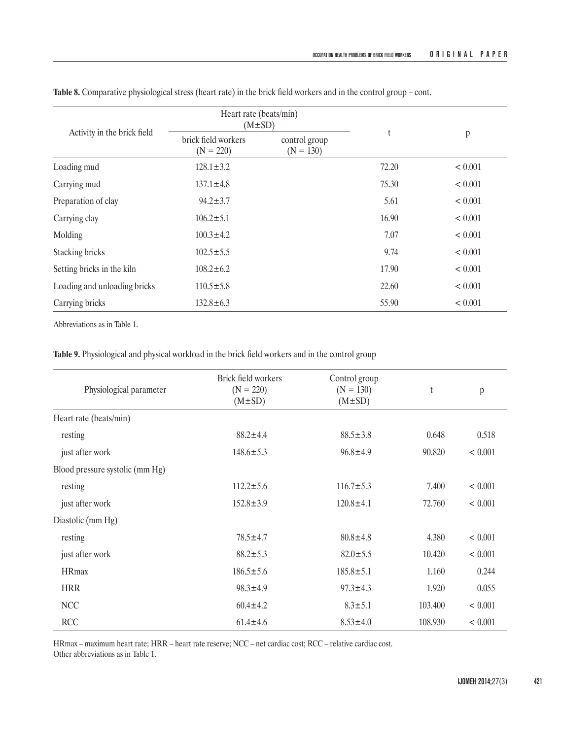**Table 8.** Comparative physiological stress (heart rate) in the brick field workers and in the control group – cont.

| Activity in the brick field | Heart rate (beats/min) (M±SD) | | t | p |
|---|---|---|---|---|
| | brick field workers (N = 220) | control group (N = 130) | | |
| Loading mud | 128.1±3.2 | | 72.20 | < 0.001 |
| Carrying mud | 137.1±4.8 | | 75.30 | < 0.001 |
| Preparation of clay | 94.2±3.7 | | 5.61 | < 0.001 |
| Carrying clay | 106.2±5.1 | | 16.90 | < 0.001 |
| Molding | 100.3±4.2 | | 7.07 | < 0.001 |
| Stacking bricks | 102.5±5.5 | | 9.74 | < 0.001 |
| Setting bricks in the kiln | 108.2±6.2 | | 17.90 | < 0.001 |
| Loading and unloading bricks | 110.5±5.8 | | 22.60 | < 0.001 |
| Carrying bricks | 132.8±6.3 | | 55.90 | < 0.001 |

Abbreviations as in Table 1.

**Table 9.** Physiological and physical workload in the brick field workers and in the control group

| Physiological parameter | Brick field workers (N = 220) (M±SD) | Control group (N = 130) (M±SD) | t | p |
|---|---|---|---|---|
| Heart rate (beats/min) | | | | |
| resting | 88.2±4.4 | 88.5±3.8 | 0.648 | 0.518 |
| just after work | 148.6±5.3 | 96.8±4.9 | 90.820 | < 0.001 |
| Blood pressure systolic (mm Hg) | | | | |
| resting | 112.2±5.6 | 116.7±5.3 | 7.400 | < 0.001 |
| just after work | 152.8±3.9 | 120.8±4.1 | 72.760 | < 0.001 |
| Diastolic (mm Hg) | | | | |
| resting | 78.5±4.7 | 80.8±4.8 | 4.380 | < 0.001 |
| just after work | 88.2±5.3 | 82.0±5.5 | 10.420 | < 0.001 |
| HRmax | 186.5±5.6 | 185.8±5.1 | 1.160 | 0.244 |
| HRR | 98.3±4.9 | 97.3±4.3 | 1.920 | 0.055 |
| NCC | 60.4±4.2 | 8.3±5.1 | 103.400 | < 0.001 |
| RCC | 61.4±4.6 | 8.53±4.0 | 108.930 | < 0.001 |

HRmax – maximum heart rate; HRR – heart rate reserve; NCC – net cardiac cost; RCC – relative cardiac cost.
Other abbreviations as in Table 1.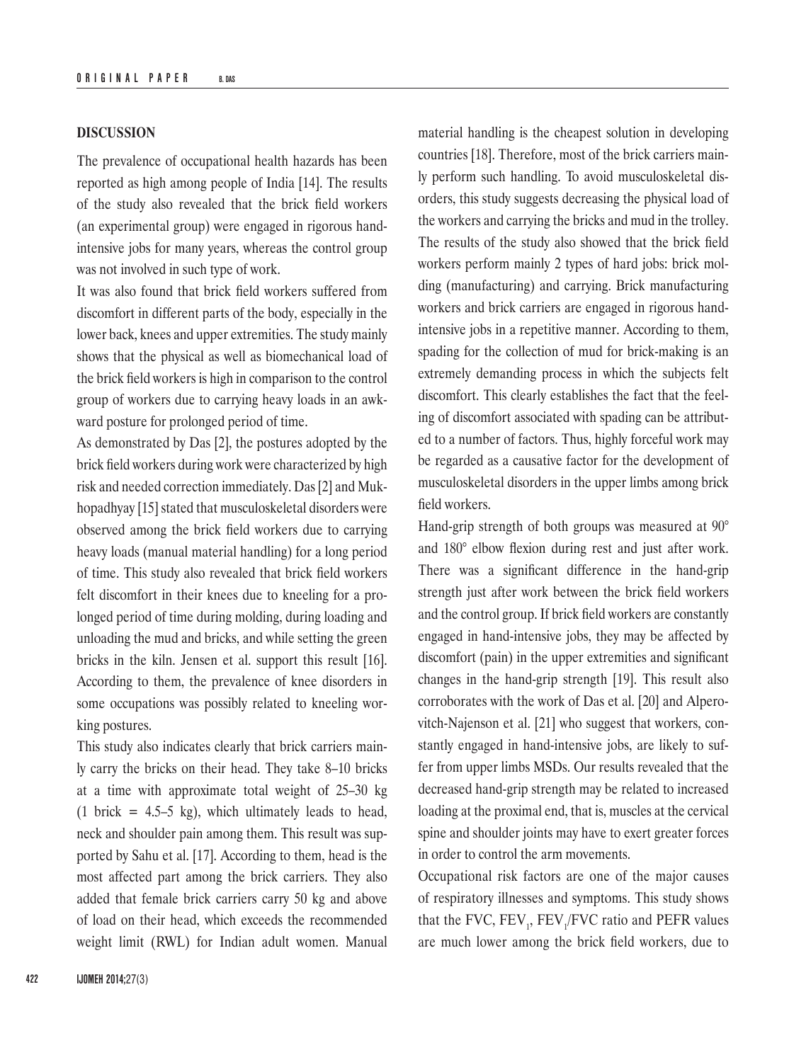## DISCUSSION

The prevalence of occupational health hazards has been reported as high among people of India [14]. The results of the study also revealed that the brick field workers (an experimental group) were engaged in rigorous hand-intensive jobs for many years, whereas the control group was not involved in such type of work.

It was also found that brick field workers suffered from discomfort in different parts of the body, especially in the lower back, knees and upper extremities. The study mainly shows that the physical as well as biomechanical load of the brick field workers is high in comparison to the control group of workers due to carrying heavy loads in an awkward posture for prolonged period of time.

As demonstrated by Das [2], the postures adopted by the brick field workers during work were characterized by high risk and needed correction immediately. Das [2] and Mukhopadhyay [15] stated that musculoskeletal disorders were observed among the brick field workers due to carrying heavy loads (manual material handling) for a long period of time. This study also revealed that brick field workers felt discomfort in their knees due to kneeling for a prolonged period of time during molding, during loading and unloading the mud and bricks, and while setting the green bricks in the kiln. Jensen et al. support this result [16]. According to them, the prevalence of knee disorders in some occupations was possibly related to kneeling working postures.

This study also indicates clearly that brick carriers mainly carry the bricks on their head. They take 8–10 bricks at a time with approximate total weight of 25–30 kg (1 brick = 4.5–5 kg), which ultimately leads to head, neck and shoulder pain among them. This result was supported by Sahu et al. [17]. According to them, head is the most affected part among the brick carriers. They also added that female brick carriers carry 50 kg and above of load on their head, which exceeds the recommended weight limit (RWL) for Indian adult women. Manual material handling is the cheapest solution in developing countries [18]. Therefore, most of the brick carriers mainly perform such handling. To avoid musculoskeletal disorders, this study suggests decreasing the physical load of the workers and carrying the bricks and mud in the trolley. The results of the study also showed that the brick field workers perform mainly 2 types of hard jobs: brick molding (manufacturing) and carrying. Brick manufacturing workers and brick carriers are engaged in rigorous hand-intensive jobs in a repetitive manner. According to them, spading for the collection of mud for brick-making is an extremely demanding process in which the subjects felt discomfort. This clearly establishes the fact that the feeling of discomfort associated with spading can be attributed to a number of factors. Thus, highly forceful work may be regarded as a causative factor for the development of musculoskeletal disorders in the upper limbs among brick field workers.

Hand-grip strength of both groups was measured at 90° and 180° elbow flexion during rest and just after work. There was a significant difference in the hand-grip strength just after work between the brick field workers and the control group. If brick field workers are constantly engaged in hand-intensive jobs, they may be affected by discomfort (pain) in the upper extremities and significant changes in the hand-grip strength [19]. This result also corroborates with the work of Das et al. [20] and Alperovitch-Najenson et al. [21] who suggest that workers, constantly engaged in hand-intensive jobs, are likely to suffer from upper limbs MSDs. Our results revealed that the decreased hand-grip strength may be related to increased loading at the proximal end, that is, muscles at the cervical spine and shoulder joints may have to exert greater forces in order to control the arm movements.

Occupational risk factors are one of the major causes of respiratory illnesses and symptoms. This study shows that the FVC, $FEV_1$, $FEV_1$/FVC ratio and PEFR values are much lower among the brick field workers, due to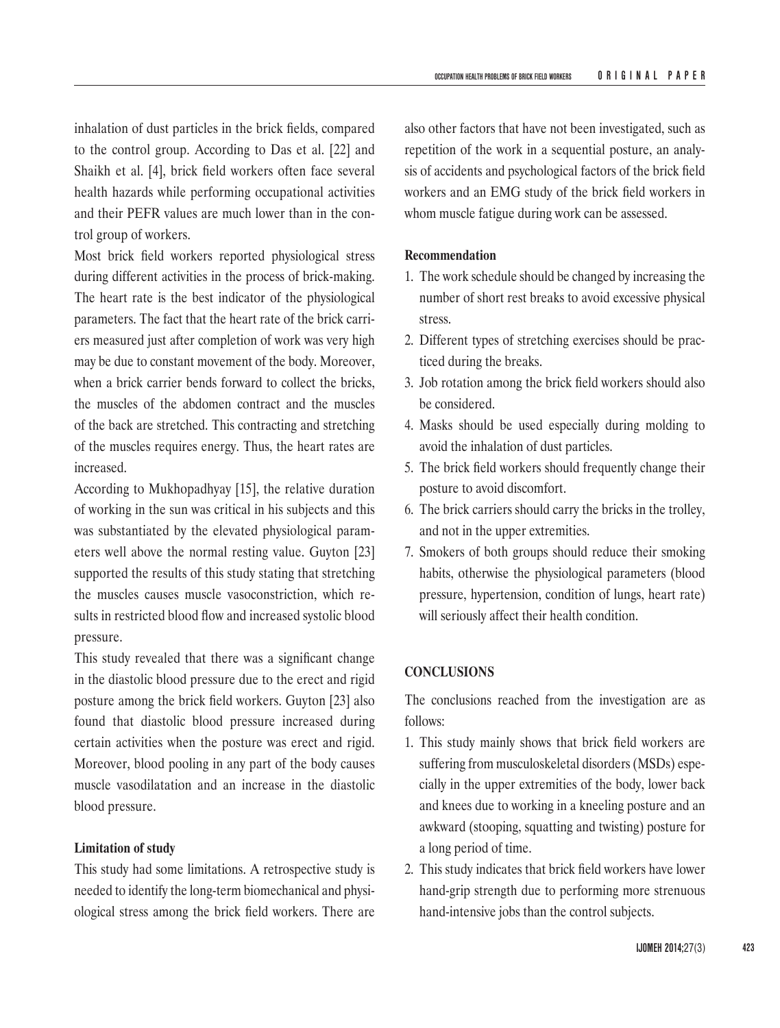inhalation of dust particles in the brick fields, compared to the control group. According to Das et al. [22] and Shaikh et al. [4], brick field workers often face several health hazards while performing occupational activities and their PEFR values are much lower than in the control group of workers.

Most brick field workers reported physiological stress during different activities in the process of brick-making. The heart rate is the best indicator of the physiological parameters. The fact that the heart rate of the brick carriers measured just after completion of work was very high may be due to constant movement of the body. Moreover, when a brick carrier bends forward to collect the bricks, the muscles of the abdomen contract and the muscles of the back are stretched. This contracting and stretching of the muscles requires energy. Thus, the heart rates are increased.

According to Mukhopadhyay [15], the relative duration of working in the sun was critical in his subjects and this was substantiated by the elevated physiological parameters well above the normal resting value. Guyton [23] supported the results of this study stating that stretching the muscles causes muscle vasoconstriction, which results in restricted blood flow and increased systolic blood pressure.

This study revealed that there was a significant change in the diastolic blood pressure due to the erect and rigid posture among the brick field workers. Guyton [23] also found that diastolic blood pressure increased during certain activities when the posture was erect and rigid. Moreover, blood pooling in any part of the body causes muscle vasodilatation and an increase in the diastolic blood pressure.

### Limitation of study

This study had some limitations. A retrospective study is needed to identify the long-term biomechanical and physiological stress among the brick field workers. There are also other factors that have not been investigated, such as repetition of the work in a sequential posture, an analysis of accidents and psychological factors of the brick field workers and an EMG study of the brick field workers in whom muscle fatigue during work can be assessed.

### Recommendation

1. The work schedule should be changed by increasing the number of short rest breaks to avoid excessive physical stress.
2. Different types of stretching exercises should be practiced during the breaks.
3. Job rotation among the brick field workers should also be considered.
4. Masks should be used especially during molding to avoid the inhalation of dust particles.
5. The brick field workers should frequently change their posture to avoid discomfort.
6. The brick carriers should carry the bricks in the trolley, and not in the upper extremities.
7. Smokers of both groups should reduce their smoking habits, otherwise the physiological parameters (blood pressure, hypertension, condition of lungs, heart rate) will seriously affect their health condition.

## CONCLUSIONS

The conclusions reached from the investigation are as follows:

1. This study mainly shows that brick field workers are suffering from musculoskeletal disorders (MSDs) especially in the upper extremities of the body, lower back and knees due to working in a kneeling posture and an awkward (stooping, squatting and twisting) posture for a long period of time.
2. This study indicates that brick field workers have lower hand-grip strength due to performing more strenuous hand-intensive jobs than the control subjects.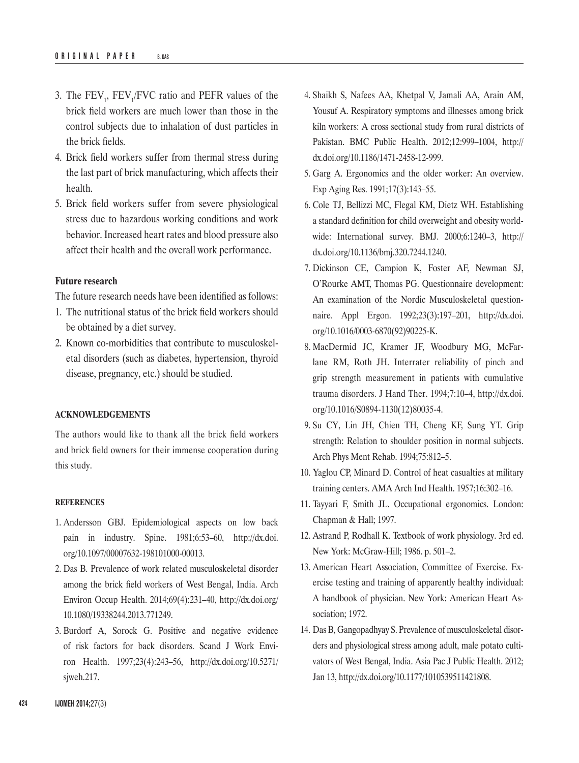3. The $FEV_1$, $FEV_1/FVC$ ratio and PEFR values of the brick field workers are much lower than those in the control subjects due to inhalation of dust particles in the brick fields.
4. Brick field workers suffer from thermal stress during the last part of brick manufacturing, which affects their health.
5. Brick field workers suffer from severe physiological stress due to hazardous working conditions and work behavior. Increased heart rates and blood pressure also affect their health and the overall work performance.

### Future research

The future research needs have been identified as follows:

1. The nutritional status of the brick field workers should be obtained by a diet survey.
2. Known co-morbidities that contribute to musculoskeletal disorders (such as diabetes, hypertension, thyroid disease, pregnancy, etc.) should be studied.

## ACKNOWLEDGEMENTS

The authors would like to thank all the brick field workers and brick field owners for their immense cooperation during this study.

## REFERENCES

1. Andersson GBJ. Epidemiological aspects on low back pain in industry. Spine. 1981;6:53–60, http://dx.doi.org/10.1097/00007632-198101000-00013.
2. Das B. Prevalence of work related musculoskeletal disorder among the brick field workers of West Bengal, India. Arch Environ Occup Health. 2014;69(4):231–40, http://dx.doi.org/10.1080/19338244.2013.771249.
3. Burdorf A, Sorock G. Positive and negative evidence of risk factors for back disorders. Scand J Work Environ Health. 1997;23(4):243–56, http://dx.doi.org/10.5271/sjweh.217.
4. Shaikh S, Nafees AA, Khetpal V, Jamali AA, Arain AM, Yousuf A. Respiratory symptoms and illnesses among brick kiln workers: A cross sectional study from rural districts of Pakistan. BMC Public Health. 2012;12:999–1004, http://dx.doi.org/10.1186/1471-2458-12-999.
5. Garg A. Ergonomics and the older worker: An overview. Exp Aging Res. 1991;17(3):143–55.
6. Cole TJ, Bellizzi MC, Flegal KM, Dietz WH. Establishing a standard definition for child overweight and obesity worldwide: International survey. BMJ. 2000;6:1240–3, http://dx.doi.org/10.1136/bmj.320.7244.1240.
7. Dickinson CE, Campion K, Foster AF, Newman SJ, O'Rourke AMT, Thomas PG. Questionnaire development: An examination of the Nordic Musculoskeletal questionnaire. Appl Ergon. 1992;23(3):197–201, http://dx.doi.org/10.1016/0003-6870(92)90225-K.
8. MacDermid JC, Kramer JF, Woodbury MG, McFarlane RM, Roth JH. Interrater reliability of pinch and grip strength measurement in patients with cumulative trauma disorders. J Hand Ther. 1994;7:10–4, http://dx.doi.org/10.1016/S0894-1130(12)80035-4.
9. Su CY, Lin JH, Chien TH, Cheng KF, Sung YT. Grip strength: Relation to shoulder position in normal subjects. Arch Phys Ment Rehab. 1994;75:812–5.
10. Yaglou CP, Minard D. Control of heat casualties at military training centers. AMA Arch Ind Health. 1957;16:302–16.
11. Tayyari F, Smith JL. Occupational ergonomics. London: Chapman & Hall; 1997.
12. Astrand P, Rodhall K. Textbook of work physiology. 3rd ed. New York: McGraw-Hill; 1986. p. 501–2.
13. American Heart Association, Committee of Exercise. Exercise testing and training of apparently healthy individual: A handbook of physician. New York: American Heart Association; 1972.
14. Das B, Gangopadhyay S. Prevalence of musculoskeletal disorders and physiological stress among adult, male potato cultivators of West Bengal, India. Asia Pac J Public Health. 2012; Jan 13, http://dx.doi.org/10.1177/1010539511421808.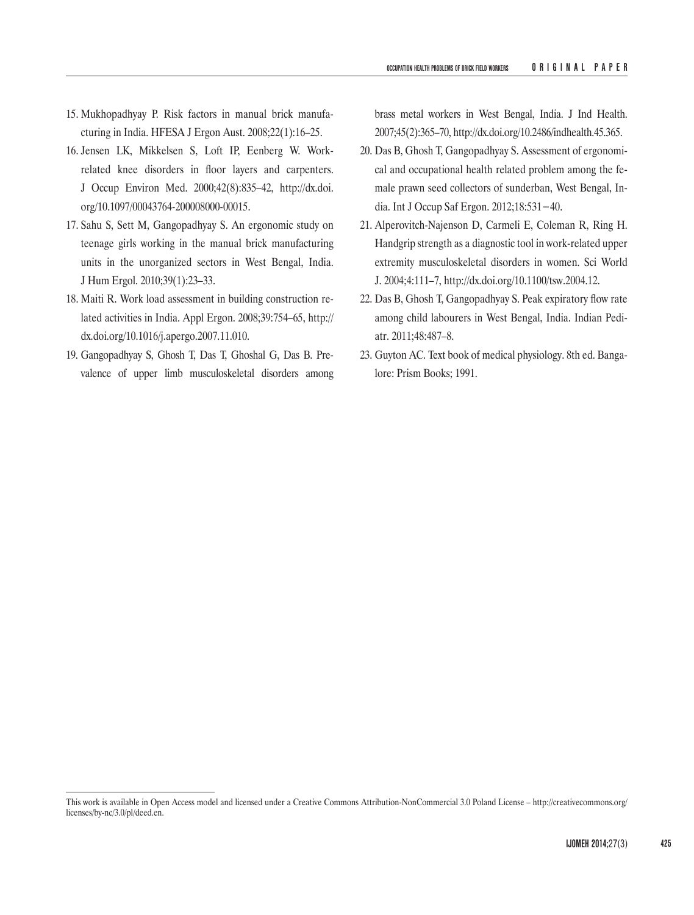15. Mukhopadhyay P. Risk factors in manual brick manufacturing in India. HFESA J Ergon Aust. 2008;22(1):16–25.
16. Jensen LK, Mikkelsen S, Loft IP, Eenberg W. Work-related knee disorders in floor layers and carpenters. J Occup Environ Med. 2000;42(8):835–42, http://dx.doi.org/10.1097/00043764-200008000-00015.
17. Sahu S, Sett M, Gangopadhyay S. An ergonomic study on teenage girls working in the manual brick manufacturing units in the unorganized sectors in West Bengal, India. J Hum Ergol. 2010;39(1):23–33.
18. Maiti R. Work load assessment in building construction related activities in India. Appl Ergon. 2008;39:754–65, http://dx.doi.org/10.1016/j.apergo.2007.11.010.
19. Gangopadhyay S, Ghosh T, Das T, Ghoshal G, Das B. Prevalence of upper limb musculoskeletal disorders among brass metal workers in West Bengal, India. J Ind Health. 2007;45(2):365–70, http://dx.doi.org/10.2486/indhealth.45.365.
20. Das B, Ghosh T, Gangopadhyay S. Assessment of ergonomical and occupational health related problem among the female prawn seed collectors of sunderban, West Bengal, India. Int J Occup Saf Ergon. 2012;18:531–40.
21. Alperovitch-Najenson D, Carmeli E, Coleman R, Ring H. Handgrip strength as a diagnostic tool in work-related upper extremity musculoskeletal disorders in women. Sci World J. 2004;4:111–7, http://dx.doi.org/10.1100/tsw.2004.12.
22. Das B, Ghosh T, Gangopadhyay S. Peak expiratory flow rate among child labourers in West Bengal, India. Indian Pediatr. 2011;48:487–8.
23. Guyton AC. Text book of medical physiology. 8th ed. Bangalore: Prism Books; 1991.

This work is available in Open Access model and licensed under a Creative Commons Attribution-NonCommercial 3.0 Poland License – http://creativecommons.org/licenses/by-nc/3.0/pl/deed.en.